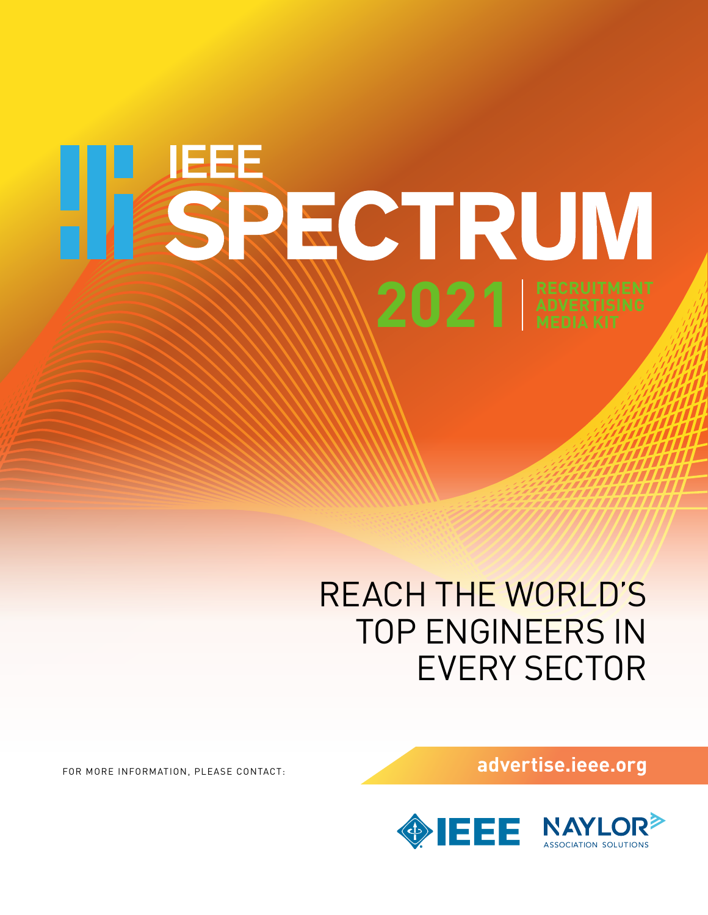# IEEE SPECTRUM

## 2021 | RECRUITMENT ADVERTISING MEDIA KIT

REACH THE WORLD'S TOP ENGINEERS IN EVERY SECTOR

FOR MORE INFORMATION, PLEASE CONTACT:

**advertise.ieee.org**

IEEE

NAYLOR ASSOCIATION SOLUTIONS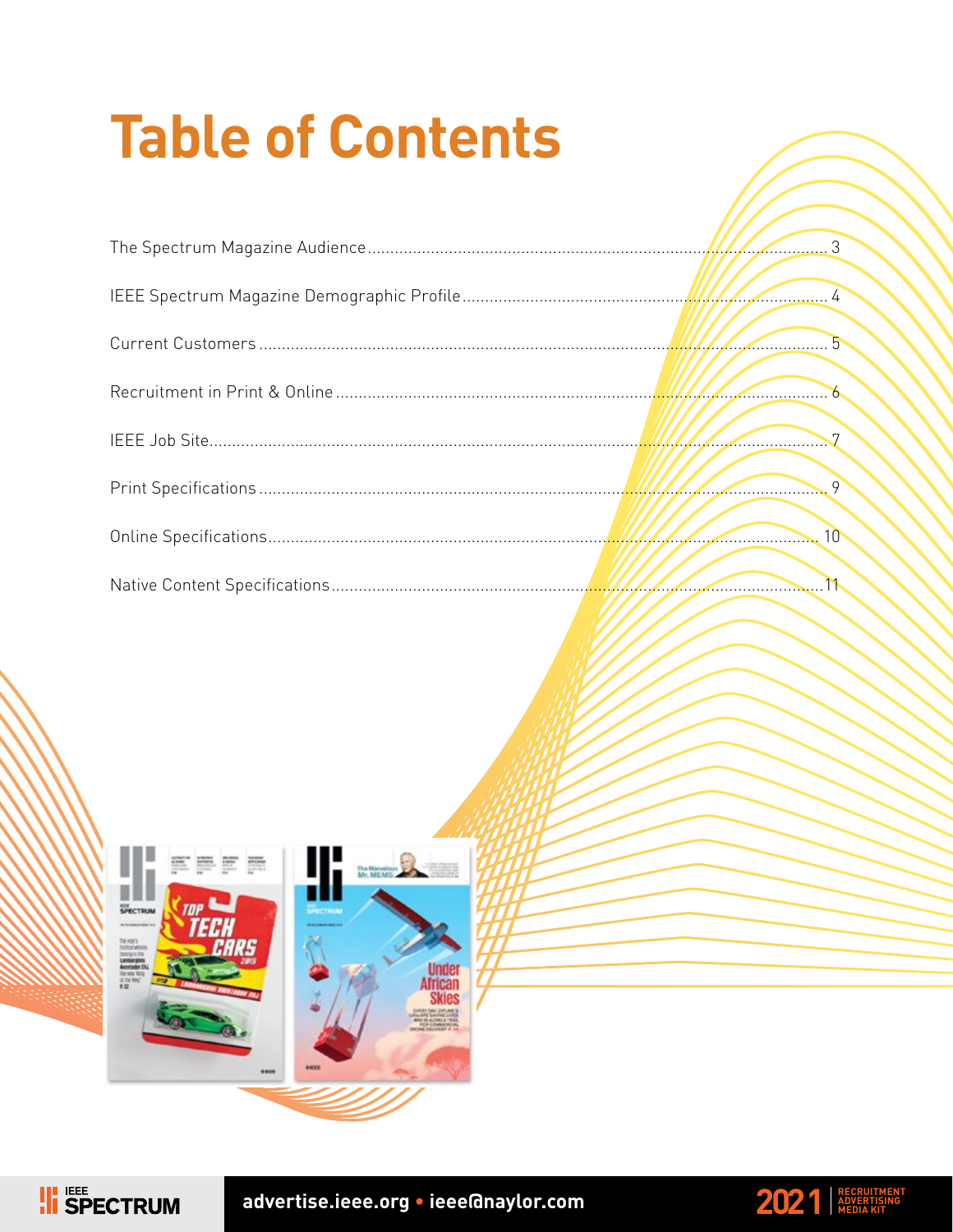# Table of Contents

| | |
|---|---|
| The Spectrum Magazine Audience | 3 |
| IEEE Spectrum Magazine Demographic Profile | 4 |
| Current Customers | 5 |
| Recruitment in Print & Online | 6 |
| IEEE Job Site | 7 |
| Print Specifications | 9 |
| Online Specifications | 10 |
| Native Content Specifications | 11 |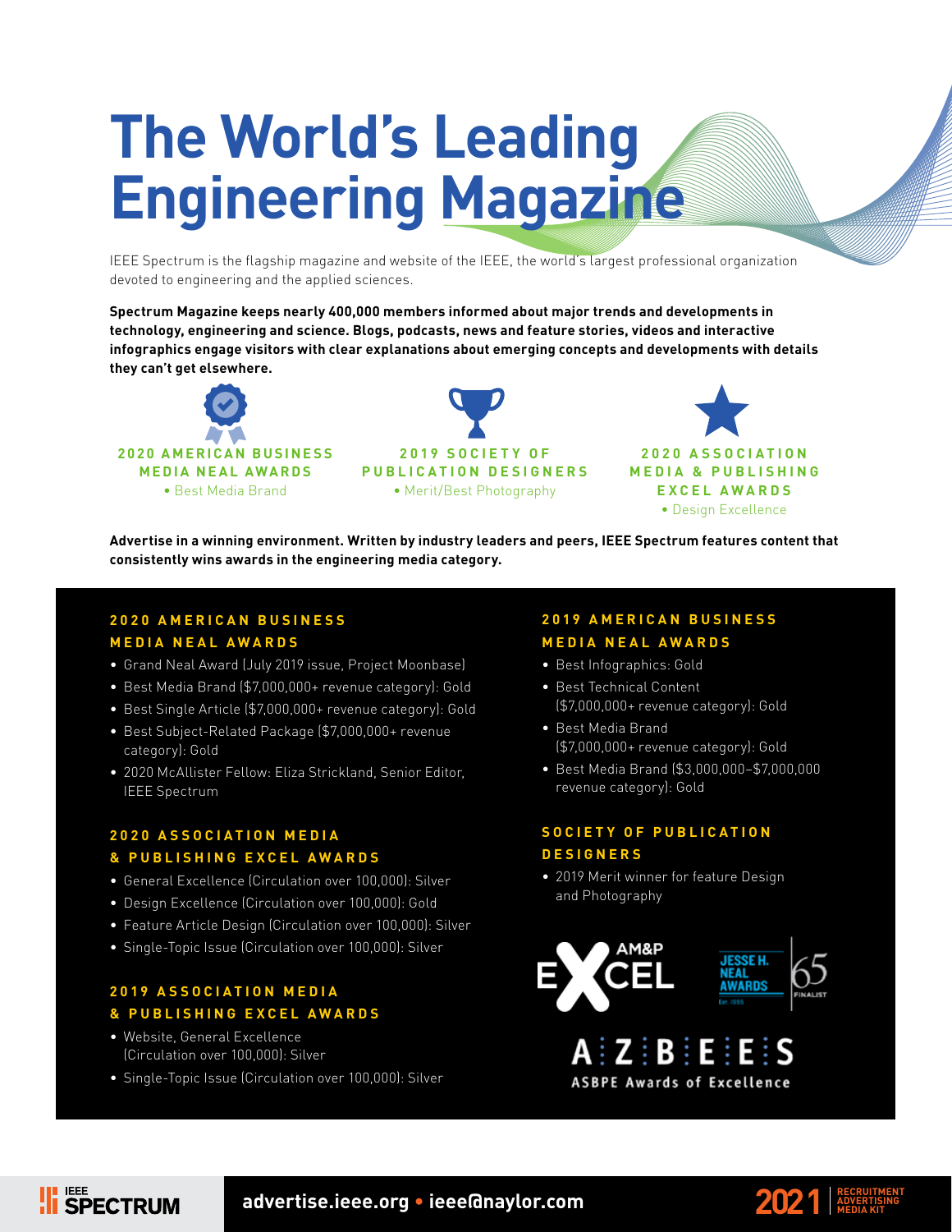# The World's Leading Engineering Magazine

IEEE Spectrum is the flagship magazine and website of the IEEE, the world's largest professional organization devoted to engineering and the applied sciences.

**Spectrum Magazine keeps nearly 400,000 members informed about major trends and developments in technology, engineering and science. Blogs, podcasts, news and feature stories, videos and interactive infographics engage visitors with clear explanations about emerging concepts and developments with details they can't get elsewhere.**

**2020 AMERICAN BUSINESS MEDIA NEAL AWARDS**
- Best Media Brand

**2019 SOCIETY OF PUBLICATION DESIGNERS**
- Merit/Best Photography

**2020 ASSOCIATION MEDIA & PUBLISHING EXCEL AWARDS**
- Design Excellence

**Advertise in a winning environment. Written by industry leaders and peers, IEEE Spectrum features content that consistently wins awards in the engineering media category.**

### 2020 AMERICAN BUSINESS MEDIA NEAL AWARDS

- Grand Neal Award (July 2019 issue, Project Moonbase)
- Best Media Brand ($7,000,000+ revenue category): Gold
- Best Single Article ($7,000,000+ revenue category): Gold
- Best Subject-Related Package ($7,000,000+ revenue category): Gold
- 2020 McAllister Fellow: Eliza Strickland, Senior Editor, IEEE Spectrum

### 2020 ASSOCIATION MEDIA & PUBLISHING EXCEL AWARDS

- General Excellence (Circulation over 100,000): Silver
- Design Excellence (Circulation over 100,000): Gold
- Feature Article Design (Circulation over 100,000): Silver
- Single-Topic Issue (Circulation over 100,000): Silver

### 2019 ASSOCIATION MEDIA & PUBLISHING EXCEL AWARDS

- Website, General Excellence (Circulation over 100,000): Silver
- Single-Topic Issue (Circulation over 100,000): Silver

### 2019 AMERICAN BUSINESS MEDIA NEAL AWARDS

- Best Infographics: Gold
- Best Technical Content ($7,000,000+ revenue category): Gold
- Best Media Brand ($7,000,000+ revenue category): Gold
- Best Media Brand ($3,000,000–$7,000,000 revenue category): Gold

### SOCIETY OF PUBLICATION DESIGNERS

- 2019 Merit winner for feature Design and Photography

AM&P EXCEL

JESSE H. NEAL AWARDS Est. 1955 — 65 FINALIST

A:Z:B:E:E:S
ASBPE Awards of Excellence

**advertise.ieee.org • ieee@naylor.com**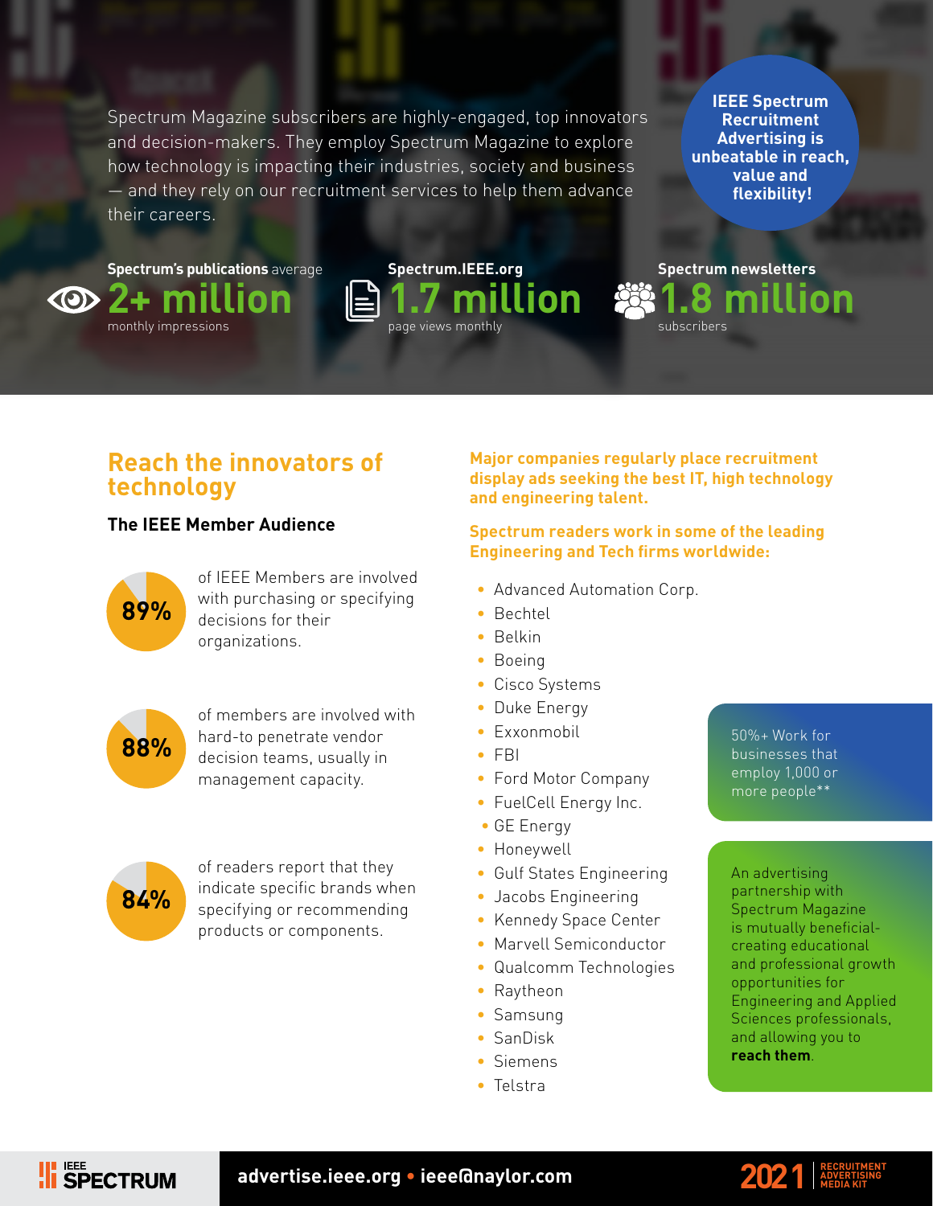Spectrum Magazine subscribers are highly-engaged, top innovators and decision-makers. They employ Spectrum Magazine to explore how technology is impacting their industries, society and business — and they rely on our recruitment services to help them advance their careers.

**IEEE Spectrum Recruitment Advertising is unbeatable in reach, value and flexibility!**

**Spectrum's publications** average
**2+ million**
monthly impressions

**Spectrum.IEEE.org**
**1.7 million**
page views monthly

**Spectrum newsletters**
**1.8 million**
subscribers

## Reach the innovators of technology

### The IEEE Member Audience

**89%** of IEEE Members are involved with purchasing or specifying decisions for their organizations.

**88%** of members are involved with hard-to penetrate vendor decision teams, usually in management capacity.

**84%** of readers report that they indicate specific brands when specifying or recommending products or components.

**Major companies regularly place recruitment display ads seeking the best IT, high technology and engineering talent.**

**Spectrum readers work in some of the leading Engineering and Tech firms worldwide:**

- Advanced Automation Corp.
- Bechtel
- Belkin
- Boeing
- Cisco Systems
- Duke Energy
- Exxonmobil
- FBI
- Ford Motor Company
- FuelCell Energy Inc.
- GE Energy
- Honeywell
- Gulf States Engineering
- Jacobs Engineering
- Kennedy Space Center
- Marvell Semiconductor
- Qualcomm Technologies
- Raytheon
- Samsung
- SanDisk
- Siemens
- Telstra

50%+ Work for businesses that employ 1,000 or more people**

An advertising partnership with Spectrum Magazine is mutually beneficial-creating educational and professional growth opportunities for Engineering and Applied Sciences professionals, and allowing you to **reach them**.

IEEE SPECTRUM | advertise.ieee.org • ieee@naylor.com | 2021 RECRUITMENT ADVERTISING MEDIA KIT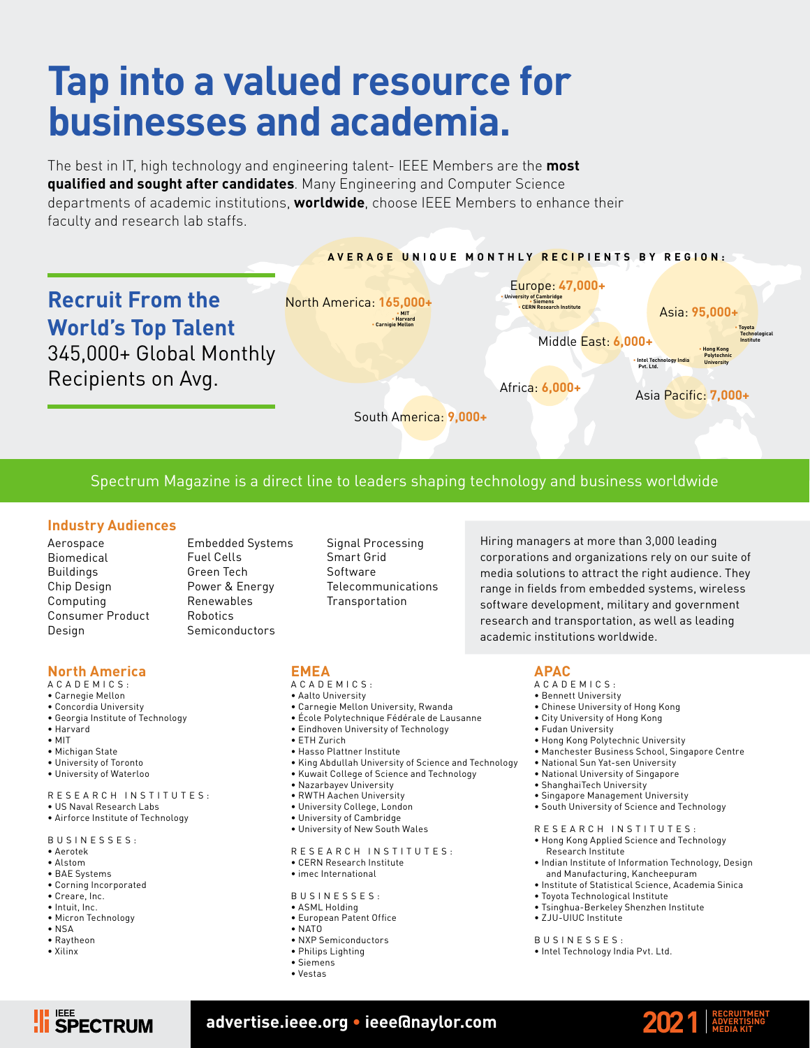# Tap into a valued resource for businesses and academia.

The best in IT, high technology and engineering talent- IEEE Members are the **most qualified and sought after candidates**. Many Engineering and Computer Science departments of academic institutions, **worldwide**, choose IEEE Members to enhance their faculty and research lab staffs.

## Recruit From the World's Top Talent

345,000+ Global Monthly Recipients on Avg.

**AVERAGE UNIQUE MONTHLY RECIPIENTS BY REGION:**

- North America: **165,000+** (MIT, Harvard, Carnigie Mellon)
- Europe: **47,000+** (University of Cambridge, Siemens, CERN Research Institute)
- Asia: **95,000+** (Toyota Technological Institute, Hong Kong Polytechnic University)
- Middle East: **6,000+** (Intel Technology India Pvt. Ltd.)
- Africa: **6,000+**
- Asia Pacific: **7,000+**
- South America: **9,000+**

Spectrum Magazine is a direct line to leaders shaping technology and business worldwide

### Industry Audiences

- Aerospace
- Biomedical
- Buildings
- Chip Design
- Computing
- Consumer Product Design
- Embedded Systems
- Fuel Cells
- Green Tech
- Power & Energy
- Renewables
- Robotics
- Semiconductors
- Signal Processing
- Smart Grid
- Software
- Telecommunications
- Transportation

Hiring managers at more than 3,000 leading corporations and organizations rely on our suite of media solutions to attract the right audience. They range in fields from embedded systems, wireless software development, military and government research and transportation, as well as leading academic institutions worldwide.

### North America

ACADEMICS:
- Carnegie Mellon
- Concordia University
- Georgia Institute of Technology
- Harvard
- MIT
- Michigan State
- University of Toronto
- University of Waterloo

RESEARCH INSTITUTES:
- US Naval Research Labs
- Airforce Institute of Technology

BUSINESSES:
- Aerotek
- Alstom
- BAE Systems
- Corning Incorporated
- Creare, Inc.
- Intuit, Inc.
- Micron Technology
- NSA
- Raytheon
- Xilinx

### EMEA

ACADEMICS:
- Aalto University
- Carnegie Mellon University, Rwanda
- École Polytechnique Fédérale de Lausanne
- Eindhoven University of Technology
- ETH Zurich
- Hasso Plattner Institute
- King Abdullah University of Science and Technology
- Kuwait College of Science and Technology
- Nazarbayev University
- RWTH Aachen University
- University College, London
- University of Cambridge
- University of New South Wales

RESEARCH INSTITUTES:
- CERN Research Institute
- imec International

BUSINESSES:
- ASML Holding
- European Patent Office
- NATO
- NXP Semiconductors
- Philips Lighting
- Siemens
- Vestas

### APAC

ACADEMICS:
- Bennett University
- Chinese University of Hong Kong
- City University of Hong Kong
- Fudan University
- Hong Kong Polytechnic University
- Manchester Business School, Singapore Centre
- National Sun Yat-sen University
- National University of Singapore
- ShanghaiTech University
- Singapore Management University
- South University of Science and Technology

RESEARCH INSTITUTES:
- Hong Kong Applied Science and Technology Research Institute
- Indian Institute of Information Technology, Design and Manufacturing, Kancheepuram
- Institute of Statistical Science, Academia Sinica
- Toyota Technological Institute
- Tsinghua-Berkeley Shenzhen Institute
- ZJU-UIUC Institute

BUSINESSES:
- Intel Technology India Pvt. Ltd.

IEEE SPECTRUM

advertise.ieee.org • ieee@naylor.com

2021 RECRUITMENT ADVERTISING MEDIA KIT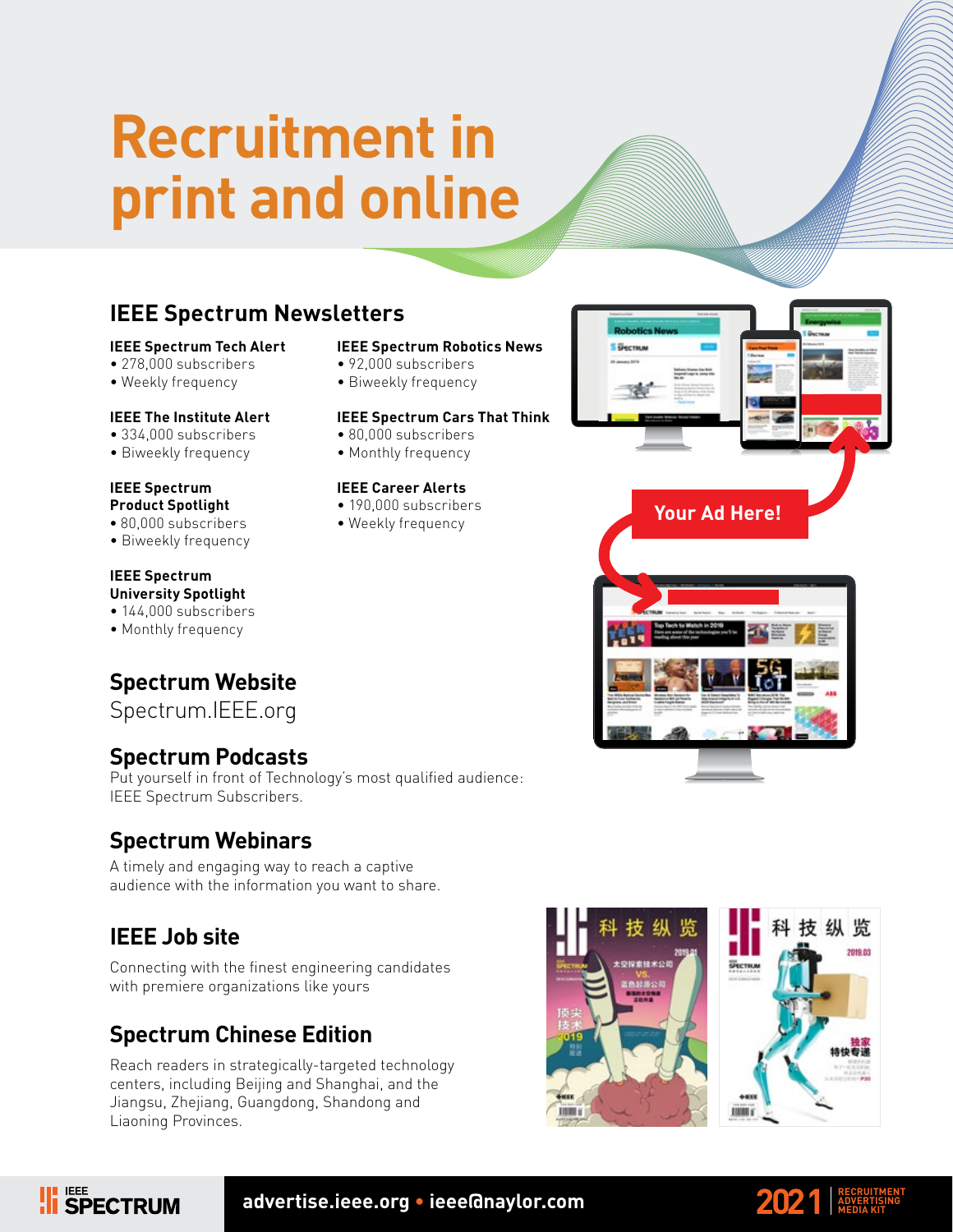# Recruitment in print and online

## IEEE Spectrum Newsletters

**IEEE Spectrum Tech Alert**
- 278,000 subscribers
- Weekly frequency

**IEEE The Institute Alert**
- 334,000 subscribers
- Biweekly frequency

**IEEE Spectrum Product Spotlight**
- 80,000 subscribers
- Biweekly frequency

**IEEE Spectrum University Spotlight**
- 144,000 subscribers
- Monthly frequency

**IEEE Spectrum Robotics News**
- 92,000 subscribers
- Biweekly frequency

**IEEE Spectrum Cars That Think**
- 80,000 subscribers
- Monthly frequency

**IEEE Career Alerts**
- 190,000 subscribers
- Weekly frequency

Your Ad Here!

## Spectrum Website

Spectrum.IEEE.org

## Spectrum Podcasts

Put yourself in front of Technology's most qualified audience: IEEE Spectrum Subscribers.

## Spectrum Webinars

A timely and engaging way to reach a captive audience with the information you want to share.

## IEEE Job site

Connecting with the finest engineering candidates with premiere organizations like yours

## Spectrum Chinese Edition

Reach readers in strategically-targeted technology centers, including Beijing and Shanghai, and the Jiangsu, Zhejiang, Guangdong, Shandong and Liaoning Provinces.

advertise.ieee.org • ieee@naylor.com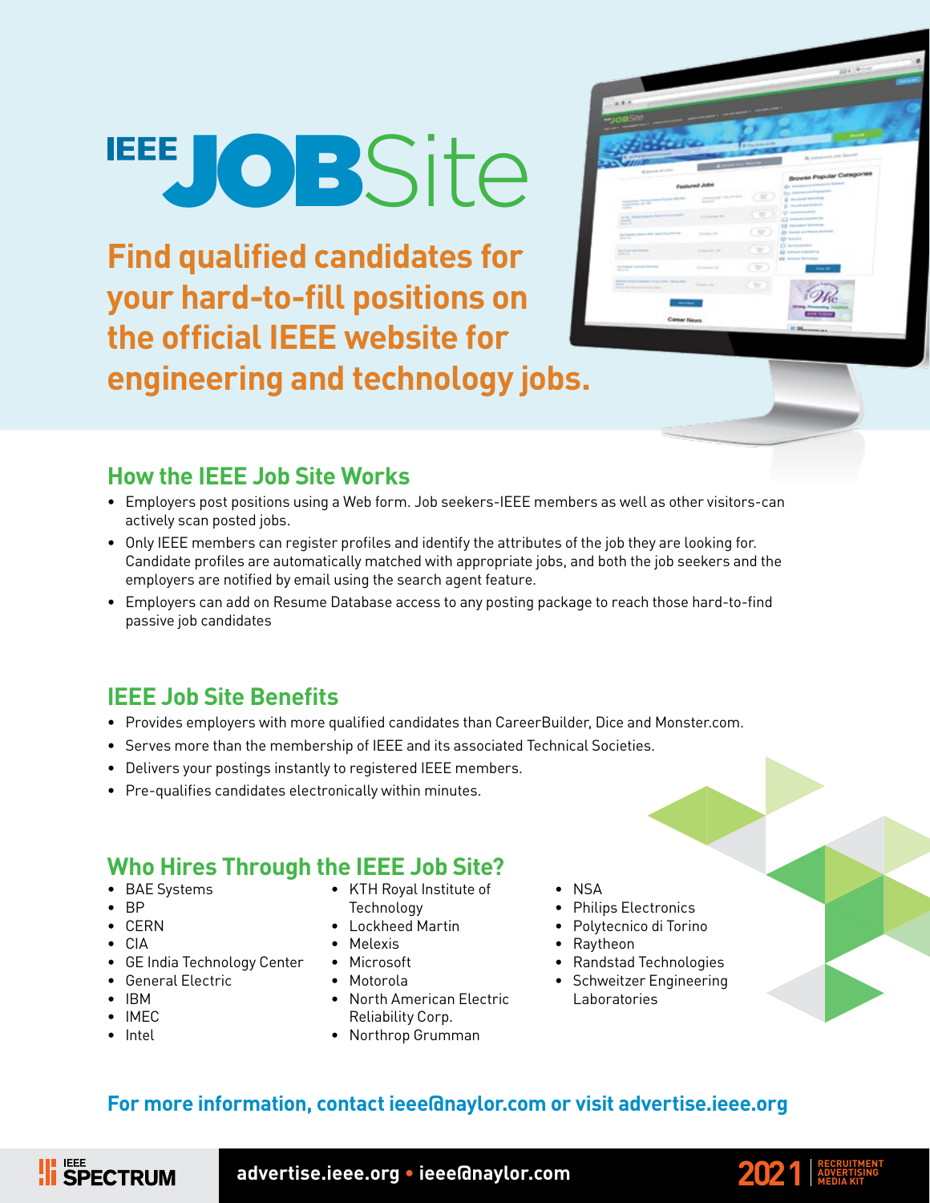# IEEE JOBSite

**Find qualified candidates for your hard-to-fill positions on the official IEEE website for engineering and technology jobs.**

## How the IEEE Job Site Works

- Employers post positions using a Web form. Job seekers-IEEE members as well as other visitors-can actively scan posted jobs.
- Only IEEE members can register profiles and identify the attributes of the job they are looking for. Candidate profiles are automatically matched with appropriate jobs, and both the job seekers and the employers are notified by email using the search agent feature.
- Employers can add on Resume Database access to any posting package to reach those hard-to-find passive job candidates

## IEEE Job Site Benefits

- Provides employers with more qualified candidates than CareerBuilder, Dice and Monster.com.
- Serves more than the membership of IEEE and its associated Technical Societies.
- Delivers your postings instantly to registered IEEE members.
- Pre-qualifies candidates electronically within minutes.

## Who Hires Through the IEEE Job Site?

- BAE Systems
- BP
- CERN
- CIA
- GE India Technology Center
- General Electric
- IBM
- IMEC
- Intel
- KTH Royal Institute of Technology
- Lockheed Martin
- Melexis
- Microsoft
- Motorola
- North American Electric Reliability Corp.
- Northrop Grumman
- NSA
- Philips Electronics
- Polytecnico di Torino
- Raytheon
- Randstad Technologies
- Schweitzer Engineering Laboratories

**For more information, contact ieee@naylor.com or visit advertise.ieee.org**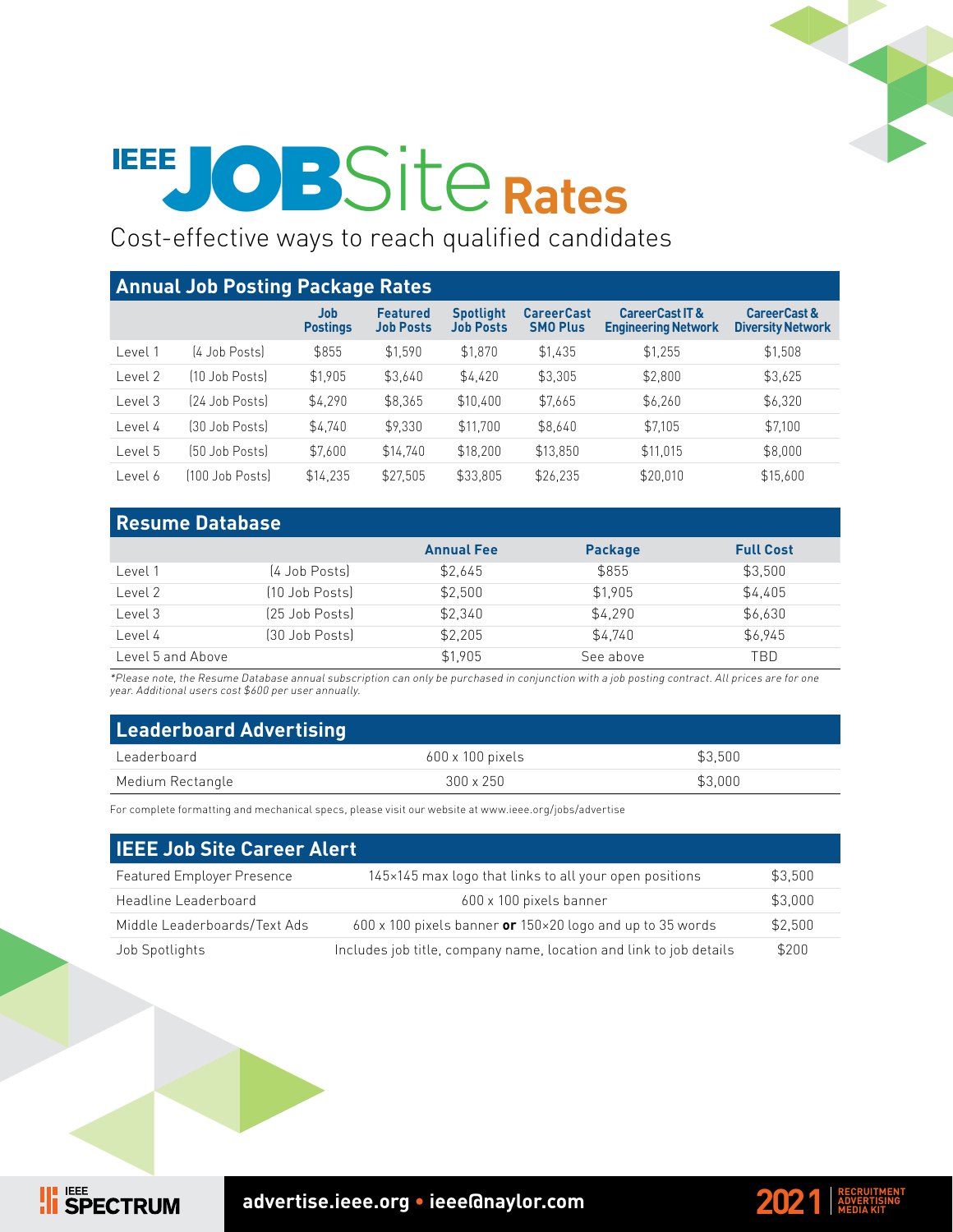# IEEE JOBSite Rates

Cost-effective ways to reach qualified candidates

## Annual Job Posting Package Rates

| | | Job Postings | Featured Job Posts | Spotlight Job Posts | CareerCast SMO Plus | CareerCast IT & Engineering Network | CareerCast & Diversity Network |
|---|---|---|---|---|---|---|---|
| Level 1 | (4 Job Posts) | $855 | $1,590 | $1,870 | $1,435 | $1,255 | $1,508 |
| Level 2 | (10 Job Posts) | $1,905 | $3,640 | $4,420 | $3,305 | $2,800 | $3,625 |
| Level 3 | (24 Job Posts) | $4,290 | $8,365 | $10,400 | $7,665 | $6,260 | $6,320 |
| Level 4 | (30 Job Posts) | $4,740 | $9,330 | $11,700 | $8,640 | $7,105 | $7,100 |
| Level 5 | (50 Job Posts) | $7,600 | $14,740 | $18,200 | $13,850 | $11,015 | $8,000 |
| Level 6 | (100 Job Posts) | $14,235 | $27,505 | $33,805 | $26,235 | $20,010 | $15,600 |

## Resume Database

| | | Annual Fee | Package | Full Cost |
|---|---|---|---|---|
| Level 1 | (4 Job Posts) | $2,645 | $855 | $3,500 |
| Level 2 | (10 Job Posts) | $2,500 | $1,905 | $4,405 |
| Level 3 | (25 Job Posts) | $2,340 | $4,290 | $6,630 |
| Level 4 | (30 Job Posts) | $2,205 | $4,740 | $6,945 |
| Level 5 and Above | | $1,905 | See above | TBD |

*\*Please note, the Resume Database annual subscription can only be purchased in conjunction with a job posting contract. All prices are for one year. Additional users cost $600 per user annually.*

## Leaderboard Advertising

| | | |
|---|---|---|
| Leaderboard | 600 x 100 pixels | $3,500 |
| Medium Rectangle | 300 x 250 | $3,000 |

For complete formatting and mechanical specs, please visit our website at www.ieee.org/jobs/advertise

## IEEE Job Site Career Alert

| | | |
|---|---|---|
| Featured Employer Presence | 145×145 max logo that links to all your open positions | $3,500 |
| Headline Leaderboard | 600 x 100 pixels banner | $3,000 |
| Middle Leaderboards/Text Ads | 600 x 100 pixels banner **or** 150×20 logo and up to 35 words | $2,500 |
| Job Spotlights | Includes job title, company name, location and link to job details | $200 |

IEEE SPECTRUM

**advertise.ieee.org • ieee@naylor.com**

2021 RECRUITMENT ADVERTISING MEDIA KIT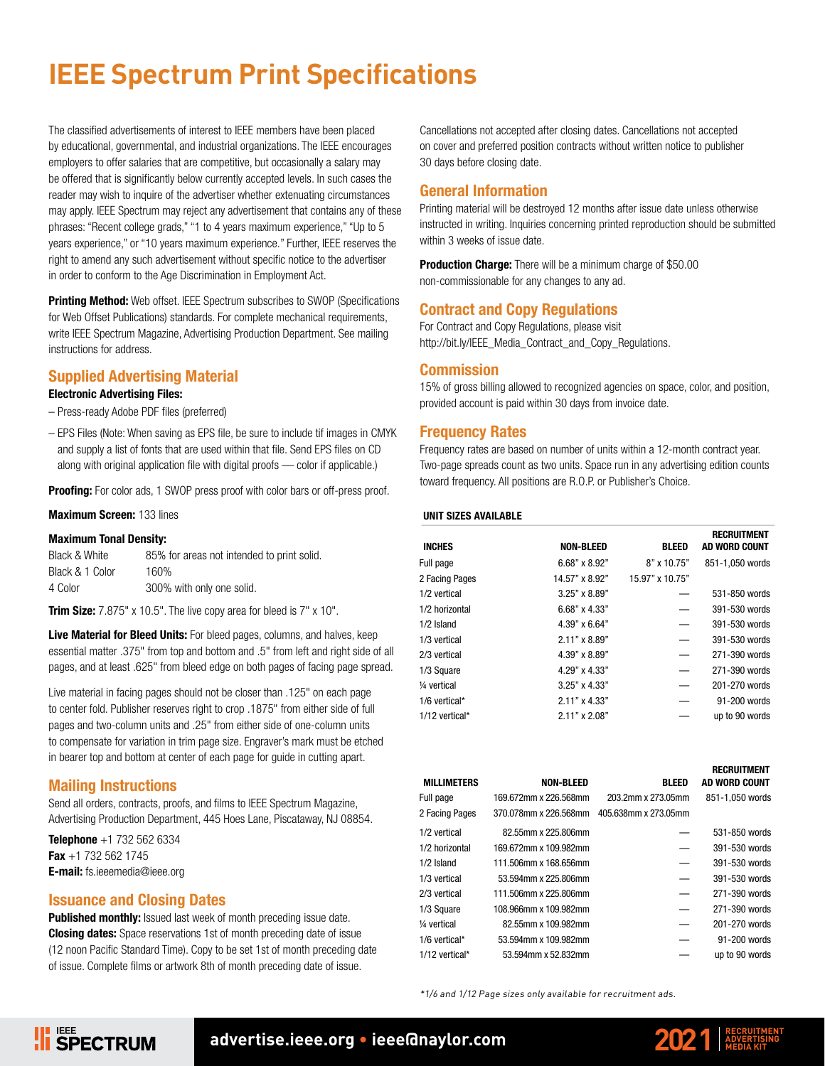# IEEE Spectrum Print Specifications

The classified advertisements of interest to IEEE members have been placed by educational, governmental, and industrial organizations. The IEEE encourages employers to offer salaries that are competitive, but occasionally a salary may be offered that is significantly below currently accepted levels. In such cases the reader may wish to inquire of the advertiser whether extenuating circumstances may apply. IEEE Spectrum may reject any advertisement that contains any of these phrases: "Recent college grads," "1 to 4 years maximum experience," "Up to 5 years experience," or "10 years maximum experience." Further, IEEE reserves the right to amend any such advertisement without specific notice to the advertiser in order to conform to the Age Discrimination in Employment Act.

**Printing Method:** Web offset. IEEE Spectrum subscribes to SWOP (Specifications for Web Offset Publications) standards. For complete mechanical requirements, write IEEE Spectrum Magazine, Advertising Production Department. See mailing instructions for address.

## Supplied Advertising Material

**Electronic Advertising Files:**

– Press-ready Adobe PDF files (preferred)

– EPS Files (Note: When saving as EPS file, be sure to include tif images in CMYK and supply a list of fonts that are used within that file. Send EPS files on CD along with original application file with digital proofs — color if applicable.)

**Proofing:** For color ads, 1 SWOP press proof with color bars or off-press proof.

**Maximum Screen:** 133 lines

**Maximum Tonal Density:**

| | |
|---|---|
| Black & White | 85% for areas not intended to print solid. |
| Black & 1 Color | 160% |
| 4 Color | 300% with only one solid. |

**Trim Size:** 7.875" x 10.5". The live copy area for bleed is 7" x 10".

**Live Material for Bleed Units:** For bleed pages, columns, and halves, keep essential matter .375" from top and bottom and .5" from left and right side of all pages, and at least .625" from bleed edge on both pages of facing page spread.

Live material in facing pages should not be closer than .125" on each page to center fold. Publisher reserves right to crop .1875" from either side of full pages and two-column units and .25" from either side of one-column units to compensate for variation in trim page size. Engraver's mark must be etched in bearer top and bottom at center of each page for guide in cutting apart.

## Mailing Instructions

Send all orders, contracts, proofs, and films to IEEE Spectrum Magazine, Advertising Production Department, 445 Hoes Lane, Piscataway, NJ 08854.

**Telephone** +1 732 562 6334
**Fax** +1 732 562 1745
**E-mail:** fs.ieeemedia@ieee.org

## Issuance and Closing Dates

**Published monthly:** Issued last week of month preceding issue date.
**Closing dates:** Space reservations 1st of month preceding date of issue (12 noon Pacific Standard Time). Copy to be set 1st of month preceding date of issue. Complete films or artwork 8th of month preceding date of issue.

Cancellations not accepted after closing dates. Cancellations not accepted on cover and preferred position contracts without written notice to publisher 30 days before closing date.

## General Information

Printing material will be destroyed 12 months after issue date unless otherwise instructed in writing. Inquiries concerning printed reproduction should be submitted within 3 weeks of issue date.

**Production Charge:** There will be a minimum charge of $50.00 non-commissionable for any changes to any ad.

## Contract and Copy Regulations

For Contract and Copy Regulations, please visit http://bit.ly/IEEE_Media_Contract_and_Copy_Regulations.

## Commission

15% of gross billing allowed to recognized agencies on space, color, and position, provided account is paid within 30 days from invoice date.

## Frequency Rates

Frequency rates are based on number of units within a 12-month contract year. Two-page spreads count as two units. Space run in any advertising edition counts toward frequency. All positions are R.O.P. or Publisher's Choice.

**UNIT SIZES AVAILABLE**

| INCHES | NON-BLEED | BLEED | RECRUITMENT AD WORD COUNT |
|---|---|---|---|
| Full page | 6.68" x 8.92" | 8" x 10.75" | 851-1,050 words |
| 2 Facing Pages | 14.57" x 8.92" | 15.97" x 10.75" | |
| 1/2 vertical | 3.25" x 8.89" | — | 531-850 words |
| 1/2 horizontal | 6.68" x 4.33" | — | 391-530 words |
| 1/2 Island | 4.39" x 6.64" | — | 391-530 words |
| 1/3 vertical | 2.11" x 8.89" | — | 391-530 words |
| 2/3 vertical | 4.39" x 8.89" | — | 271-390 words |
| 1/3 Square | 4.29" x 4.33" | — | 271-390 words |
| ¼ vertical | 3.25" x 4.33" | — | 201-270 words |
| 1/6 vertical* | 2.11" x 4.33" | — | 91-200 words |
| 1/12 vertical* | 2.11" x 2.08" | — | up to 90 words |

| MILLIMETERS | NON-BLEED | BLEED | RECRUITMENT AD WORD COUNT |
|---|---|---|---|
| Full page | 169.672mm x 226.568mm | 203.2mm x 273.05mm | 851-1,050 words |
| 2 Facing Pages | 370.078mm x 226.568mm | 405.638mm x 273.05mm | |
| 1/2 vertical | 82.55mm x 225.806mm | — | 531-850 words |
| 1/2 horizontal | 169.672mm x 109.982mm | — | 391-530 words |
| 1/2 Island | 111.506mm x 168.656mm | — | 391-530 words |
| 1/3 vertical | 53.594mm x 225.806mm | — | 391-530 words |
| 2/3 vertical | 111.506mm x 225.806mm | — | 271-390 words |
| 1/3 Square | 108.966mm x 109.982mm | — | 271-390 words |
| ¼ vertical | 82.55mm x 109.982mm | — | 201-270 words |
| 1/6 vertical* | 53.594mm x 109.982mm | — | 91-200 words |
| 1/12 vertical* | 53.594mm x 52.832mm | — | up to 90 words |

*1/6 and 1/12 Page sizes only available for recruitment ads.*

IEEE SPECTRUM **advertise.ieee.org • ieee@naylor.com** 2021 RECRUITMENT ADVERTISING MEDIA KIT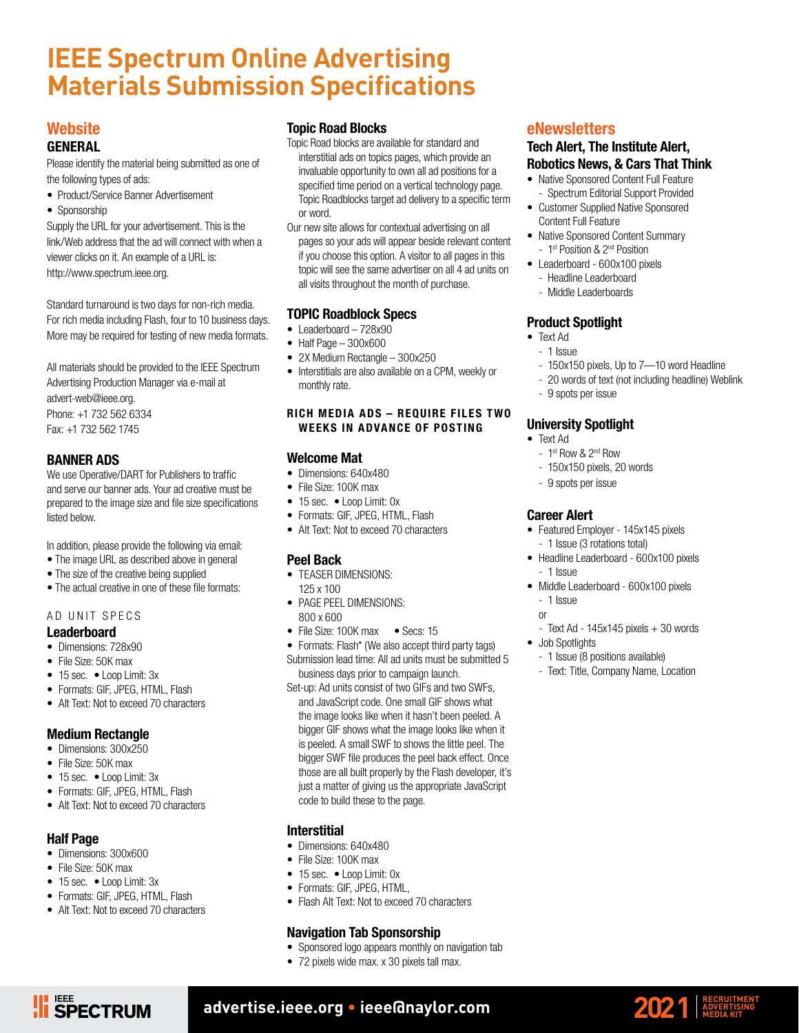# IEEE Spectrum Online Advertising Materials Submission Specifications

## Website

### GENERAL

Please identify the material being submitted as one of the following types of ads:

- Product/Service Banner Advertisement
- Sponsorship

Supply the URL for your advertisement. This is the link/Web address that the ad will connect with when a viewer clicks on it. An example of a URL is: http://www.spectrum.ieee.org.

Standard turnaround is two days for non-rich media. For rich media including Flash, four to 10 business days. More may be required for testing of new media formats.

All materials should be provided to the IEEE Spectrum Advertising Production Manager via e-mail at advert-web@ieee.org.
Phone: +1 732 562 6334
Fax: +1 732 562 1745

### BANNER ADS

We use Operative/DART for Publishers to traffic and serve our banner ads. Your ad creative must be prepared to the image size and file size specifications listed below.

In addition, please provide the following via email:

- The image URL as described above in general
- The size of the creative being supplied
- The actual creative in one of these file formats:

AD UNIT SPECS

#### Leaderboard

- Dimensions: 728x90
- File Size: 50K max
- 15 sec. • Loop Limit: 3x
- Formats: GIF, JPEG, HTML, Flash
- Alt Text: Not to exceed 70 characters

#### Medium Rectangle

- Dimensions: 300x250
- File Size: 50K max
- 15 sec. • Loop Limit: 3x
- Formats: GIF, JPEG, HTML, Flash
- Alt Text: Not to exceed 70 characters

#### Half Page

- Dimensions: 300x600
- File Size: 50K max
- 15 sec. • Loop Limit: 3x
- Formats: GIF, JPEG, HTML, Flash
- Alt Text: Not to exceed 70 characters

### Topic Road Blocks

Topic Road blocks are available for standard and interstitial ads on topics pages, which provide an invaluable opportunity to own all ad positions for a specified time period on a vertical technology page. Topic Roadblocks target ad delivery to a specific term or word.

Our new site allows for contextual advertising on all pages so your ads will appear beside relevant content if you choose this option. A visitor to all pages in this topic will see the same advertiser on all 4 ad units on all visits throughout the month of purchase.

### TOPIC Roadblock Specs

- Leaderboard – 728x90
- Half Page – 300x600
- 2X Medium Rectangle – 300x250
- Interstitials are also available on a CPM, weekly or monthly rate.

**RICH MEDIA ADS – REQUIRE FILES TWO WEEKS IN ADVANCE OF POSTING**

### Welcome Mat

- Dimensions: 640x480
- File Size: 100K max
- 15 sec. • Loop Limit: 0x
- Formats: GIF, JPEG, HTML, Flash
- Alt Text: Not to exceed 70 characters

### Peel Back

- TEASER DIMENSIONS: 125 x 100
- PAGE PEEL DIMENSIONS: 800 x 600
- File Size: 100K max • Secs: 15
- Formats: Flash* (We also accept third party tags)

Submission lead time: All ad units must be submitted 5 business days prior to campaign launch.

Set-up: Ad units consist of two GIFs and two SWFs, and JavaScript code. One small GIF shows what the image looks like when it hasn't been peeled. A bigger GIF shows what the image looks like when it is peeled. A small SWF to shows the little peel. The bigger SWF file produces the peel back effect. Once those are all built properly by the Flash developer, it's just a matter of giving us the appropriate JavaScript code to build these to the page.

### Interstitial

- Dimensions: 640x480
- File Size: 100K max
- 15 sec. • Loop Limit: 0x
- Formats: GIF, JPEG, HTML,
- Flash Alt Text: Not to exceed 70 characters

### Navigation Tab Sponsorship

- Sponsored logo appears monthly on navigation tab
- 72 pixels wide max. x 30 pixels tall max.

## eNewsletters

### Tech Alert, The Institute Alert, Robotics News, & Cars That Think

- Native Sponsored Content Full Feature
  - Spectrum Editorial Support Provided
- Customer Supplied Native Sponsored Content Full Feature
- Native Sponsored Content Summary
  - 1st Position & 2nd Position
- Leaderboard - 600x100 pixels
  - Headline Leaderboard
  - Middle Leaderboards

### Product Spotlight

- Text Ad
  - 1 Issue
  - 150x150 pixels, Up to 7—10 word Headline
  - 20 words of text (not including headline) Weblink
  - 9 spots per issue

### University Spotlight

- Text Ad
  - 1st Row & 2nd Row
  - 150x150 pixels, 20 words
  - 9 spots per issue

### Career Alert

- Featured Employer - 145x145 pixels
  - 1 Issue (3 rotations total)
- Headline Leaderboard - 600x100 pixels
  - 1 Issue
- Middle Leaderboard - 600x100 pixels
  - 1 Issue

  or

  - Text Ad - 145x145 pixels + 30 words
- Job Spotlights
  - 1 Issue (8 positions available)
  - Text: Title, Company Name, Location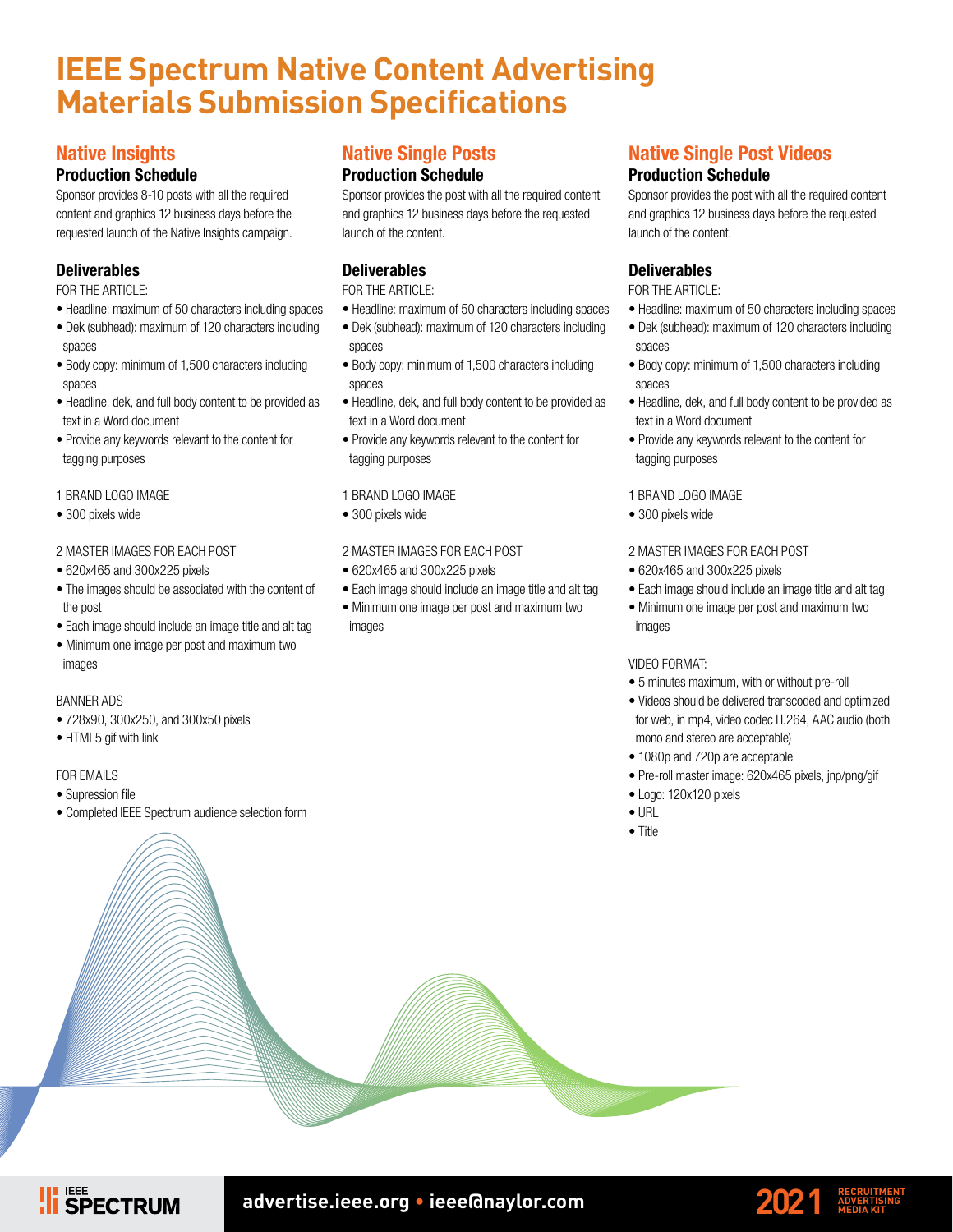# IEEE Spectrum Native Content Advertising Materials Submission Specifications

## Native Insights

### Production Schedule

Sponsor provides 8-10 posts with all the required content and graphics 12 business days before the requested launch of the Native Insights campaign.

### Deliverables

FOR THE ARTICLE:

- Headline: maximum of 50 characters including spaces
- Dek (subhead): maximum of 120 characters including spaces
- Body copy: minimum of 1,500 characters including spaces
- Headline, dek, and full body content to be provided as text in a Word document
- Provide any keywords relevant to the content for tagging purposes

1 BRAND LOGO IMAGE

- 300 pixels wide

2 MASTER IMAGES FOR EACH POST

- 620x465 and 300x225 pixels
- The images should be associated with the content of the post
- Each image should include an image title and alt tag
- Minimum one image per post and maximum two images

BANNER ADS

- 728x90, 300x250, and 300x50 pixels
- HTML5 gif with link

FOR EMAILS

- Supression file
- Completed IEEE Spectrum audience selection form

## Native Single Posts

### Production Schedule

Sponsor provides the post with all the required content and graphics 12 business days before the requested launch of the content.

### Deliverables

FOR THE ARTICLE:

- Headline: maximum of 50 characters including spaces
- Dek (subhead): maximum of 120 characters including spaces
- Body copy: minimum of 1,500 characters including spaces
- Headline, dek, and full body content to be provided as text in a Word document
- Provide any keywords relevant to the content for tagging purposes

1 BRAND LOGO IMAGE

- 300 pixels wide

2 MASTER IMAGES FOR EACH POST

- 620x465 and 300x225 pixels
- Each image should include an image title and alt tag
- Minimum one image per post and maximum two images

## Native Single Post Videos

### Production Schedule

Sponsor provides the post with all the required content and graphics 12 business days before the requested launch of the content.

### Deliverables

FOR THE ARTICLE:

- Headline: maximum of 50 characters including spaces
- Dek (subhead): maximum of 120 characters including spaces
- Body copy: minimum of 1,500 characters including spaces
- Headline, dek, and full body content to be provided as text in a Word document
- Provide any keywords relevant to the content for tagging purposes

1 BRAND LOGO IMAGE

- 300 pixels wide

2 MASTER IMAGES FOR EACH POST

- 620x465 and 300x225 pixels
- Each image should include an image title and alt tag
- Minimum one image per post and maximum two images

VIDEO FORMAT:

- 5 minutes maximum, with or without pre-roll
- Videos should be delivered transcoded and optimized for web, in mp4, video codec H.264, AAC audio (both mono and stereo are acceptable)
- 1080p and 720p are acceptable
- Pre-roll master image: 620x465 pixels, jnp/png/gif
- Logo: 120x120 pixels
- URL
- Title

advertise.ieee.org • ieee@naylor.com